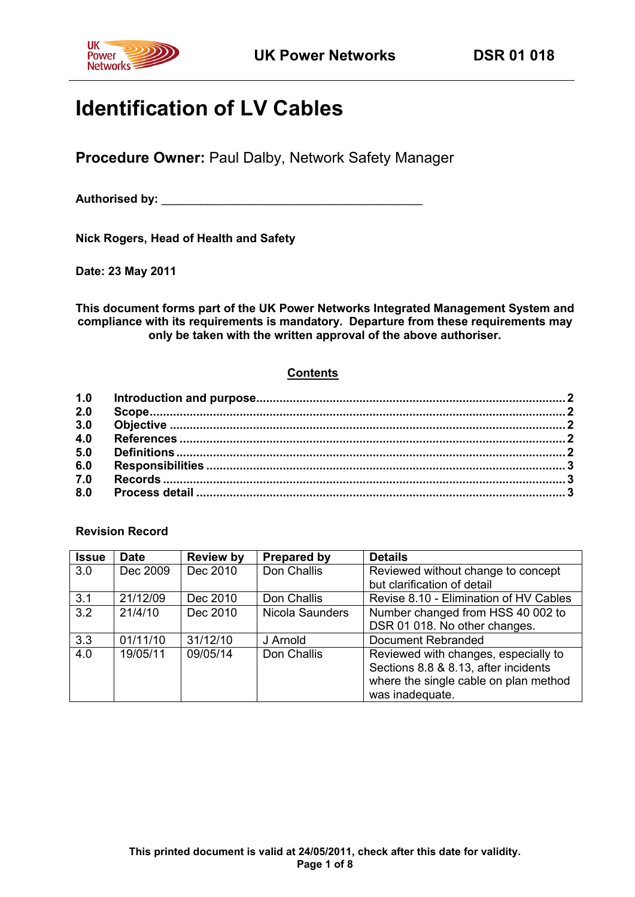# Identification of LV Cables

## **Procedure Owner:** Paul Dalby, Network Safety Manager

**Authorised by:** ________________________________________

**Nick Rogers, Head of Health and Safety**

**Date: 23 May 2011**

**This document forms part of the UK Power Networks Integrated Management System and compliance with its requirements is mandatory. Departure from these requirements may only be taken with the written approval of the above authoriser.**

**Contents**

| | | |
|---|---|---|
| **1.0** | **Introduction and purpose** | **2** |
| **2.0** | **Scope** | **2** |
| **3.0** | **Objective** | **2** |
| **4.0** | **References** | **2** |
| **5.0** | **Definitions** | **2** |
| **6.0** | **Responsibilities** | **3** |
| **7.0** | **Records** | **3** |
| **8.0** | **Process detail** | **3** |

**Revision Record**

| Issue | Date | Review by | Prepared by | Details |
|---|---|---|---|---|
| 3.0 | Dec 2009 | Dec 2010 | Don Challis | Reviewed without change to concept but clarification of detail |
| 3.1 | 21/12/09 | Dec 2010 | Don Challis | Revise 8.10 - Elimination of HV Cables |
| 3.2 | 21/4/10 | Dec 2010 | Nicola Saunders | Number changed from HSS 40 002 to DSR 01 018. No other changes. |
| 3.3 | 01/11/10 | 31/12/10 | J Arnold | Document Rebranded |
| 4.0 | 19/05/11 | 09/05/14 | Don Challis | Reviewed with changes, especially to Sections 8.8 & 8.13, after incidents where the single cable on plan method was inadequate. |

**This printed document is valid at 24/05/2011, check after this date for validity.**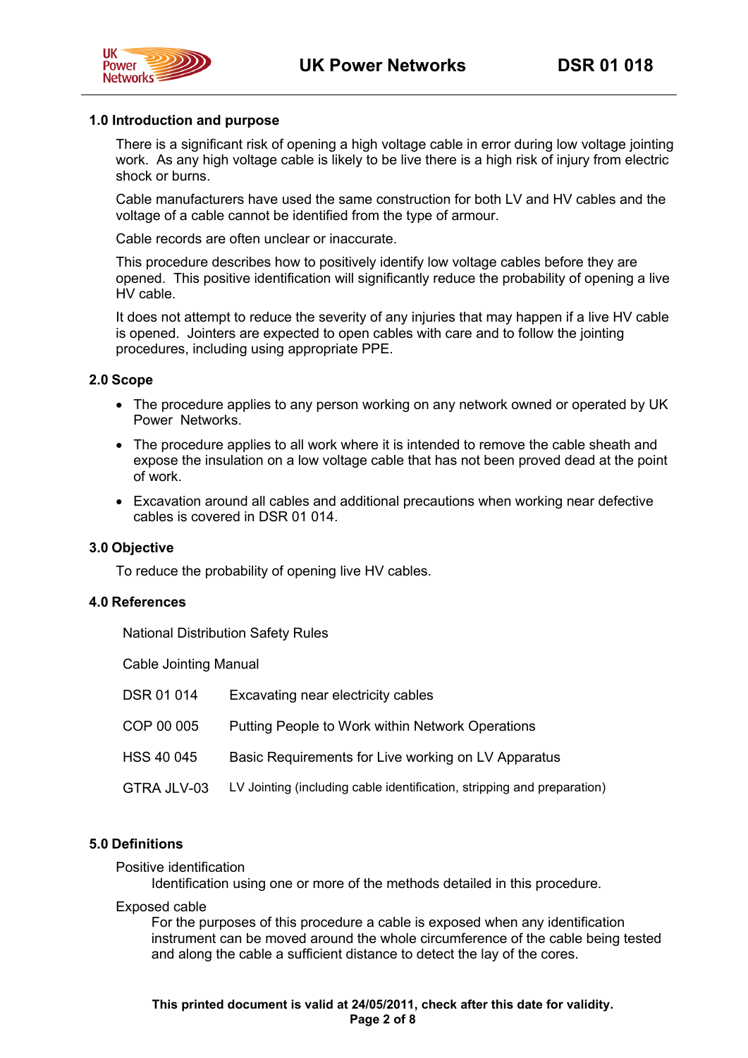## 1.0 Introduction and purpose

There is a significant risk of opening a high voltage cable in error during low voltage jointing work. As any high voltage cable is likely to be live there is a high risk of injury from electric shock or burns.

Cable manufacturers have used the same construction for both LV and HV cables and the voltage of a cable cannot be identified from the type of armour.

Cable records are often unclear or inaccurate.

This procedure describes how to positively identify low voltage cables before they are opened. This positive identification will significantly reduce the probability of opening a live HV cable.

It does not attempt to reduce the severity of any injuries that may happen if a live HV cable is opened. Jointers are expected to open cables with care and to follow the jointing procedures, including using appropriate PPE.

## 2.0 Scope

- The procedure applies to any person working on any network owned or operated by UK Power Networks.
- The procedure applies to all work where it is intended to remove the cable sheath and expose the insulation on a low voltage cable that has not been proved dead at the point of work.
- Excavation around all cables and additional precautions when working near defective cables is covered in DSR 01 014.

## 3.0 Objective

To reduce the probability of opening live HV cables.

## 4.0 References

National Distribution Safety Rules

Cable Jointing Manual

| | |
|---|---|
| DSR 01 014 | Excavating near electricity cables |
| COP 00 005 | Putting People to Work within Network Operations |
| HSS 40 045 | Basic Requirements for Live working on LV Apparatus |
| GTRA JLV-03 | LV Jointing (including cable identification, stripping and preparation) |

## 5.0 Definitions

Positive identification

Identification using one or more of the methods detailed in this procedure.

Exposed cable

For the purposes of this procedure a cable is exposed when any identification instrument can be moved around the whole circumference of the cable being tested and along the cable a sufficient distance to detect the lay of the cores.

**This printed document is valid at 24/05/2011, check after this date for validity.**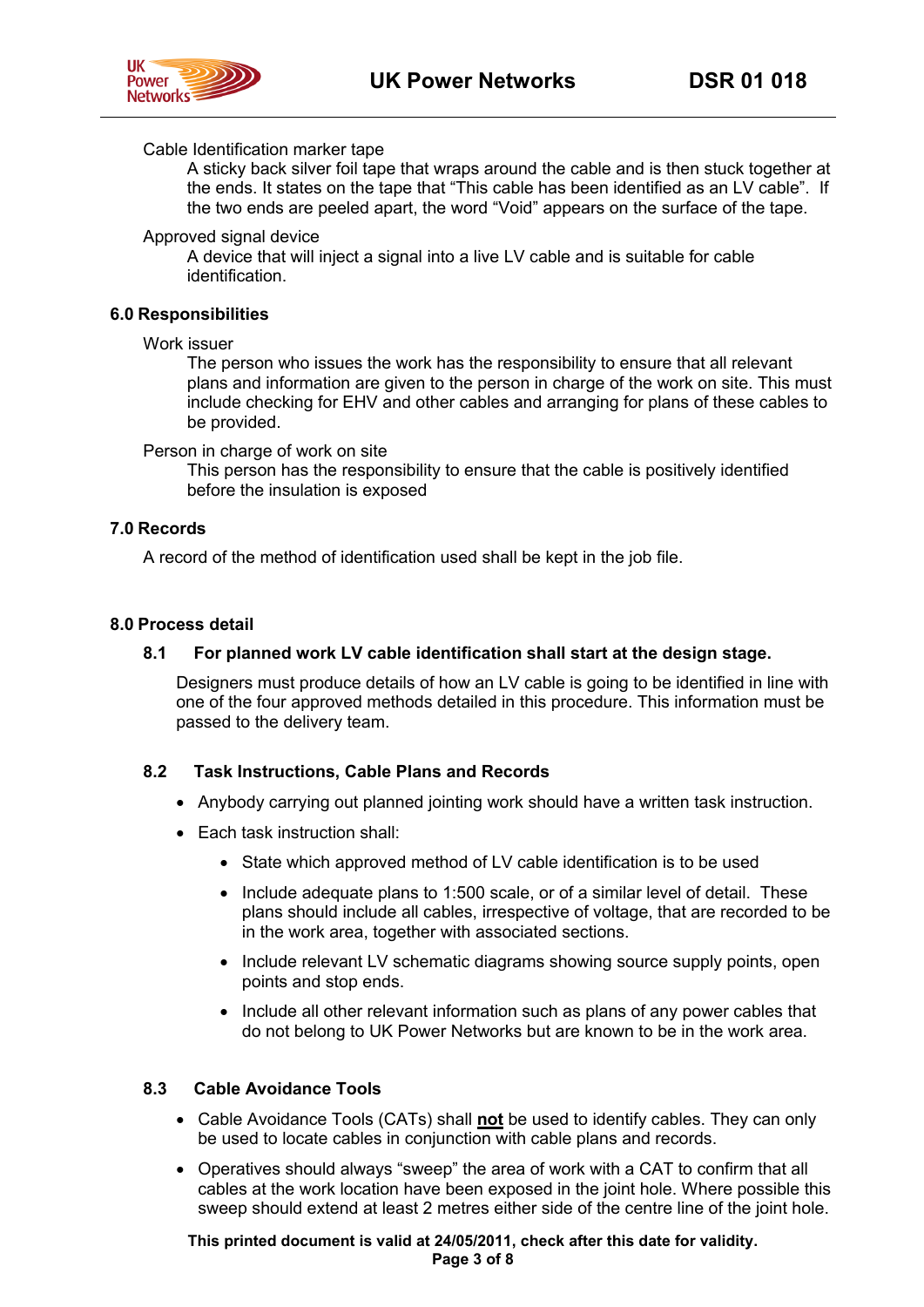Cable Identification marker tape

A sticky back silver foil tape that wraps around the cable and is then stuck together at the ends. It states on the tape that “This cable has been identified as an LV cable”. If the two ends are peeled apart, the word “Void” appears on the surface of the tape.

Approved signal device

A device that will inject a signal into a live LV cable and is suitable for cable identification.

## 6.0 Responsibilities

Work issuer

The person who issues the work has the responsibility to ensure that all relevant plans and information are given to the person in charge of the work on site. This must include checking for EHV and other cables and arranging for plans of these cables to be provided.

Person in charge of work on site

This person has the responsibility to ensure that the cable is positively identified before the insulation is exposed

## 7.0 Records

A record of the method of identification used shall be kept in the job file.

## 8.0 Process detail

### 8.1 For planned work LV cable identification shall start at the design stage.

Designers must produce details of how an LV cable is going to be identified in line with one of the four approved methods detailed in this procedure. This information must be passed to the delivery team.

### 8.2 Task Instructions, Cable Plans and Records

- Anybody carrying out planned jointing work should have a written task instruction.
- Each task instruction shall:
  - State which approved method of LV cable identification is to be used
  - Include adequate plans to 1:500 scale, or of a similar level of detail. These plans should include all cables, irrespective of voltage, that are recorded to be in the work area, together with associated sections.
  - Include relevant LV schematic diagrams showing source supply points, open points and stop ends.
  - Include all other relevant information such as plans of any power cables that do not belong to UK Power Networks but are known to be in the work area.

### 8.3 Cable Avoidance Tools

- Cable Avoidance Tools (CATs) shall **<u>not</u>** be used to identify cables. They can only be used to locate cables in conjunction with cable plans and records.
- Operatives should always “sweep” the area of work with a CAT to confirm that all cables at the work location have been exposed in the joint hole. Where possible this sweep should extend at least 2 metres either side of the centre line of the joint hole.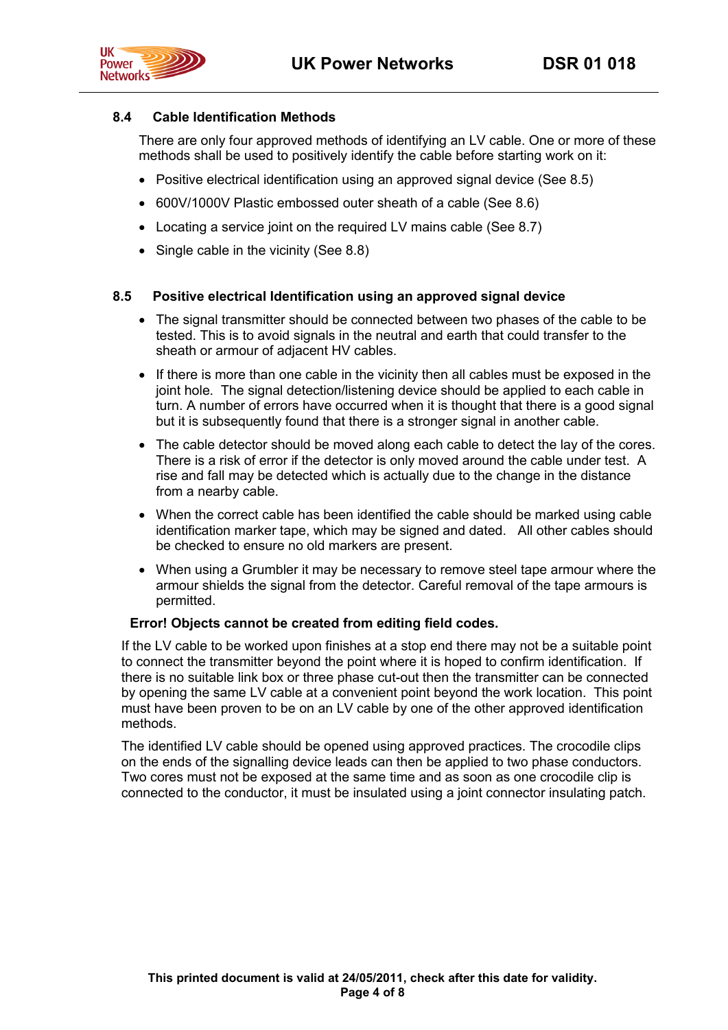### 8.4 Cable Identification Methods

There are only four approved methods of identifying an LV cable. One or more of these methods shall be used to positively identify the cable before starting work on it:

- Positive electrical identification using an approved signal device (See 8.5)
- 600V/1000V Plastic embossed outer sheath of a cable (See 8.6)
- Locating a service joint on the required LV mains cable (See 8.7)
- Single cable in the vicinity (See 8.8)

### 8.5 Positive electrical Identification using an approved signal device

- The signal transmitter should be connected between two phases of the cable to be tested. This is to avoid signals in the neutral and earth that could transfer to the sheath or armour of adjacent HV cables.
- If there is more than one cable in the vicinity then all cables must be exposed in the joint hole. The signal detection/listening device should be applied to each cable in turn. A number of errors have occurred when it is thought that there is a good signal but it is subsequently found that there is a stronger signal in another cable.
- The cable detector should be moved along each cable to detect the lay of the cores. There is a risk of error if the detector is only moved around the cable under test. A rise and fall may be detected which is actually due to the change in the distance from a nearby cable.
- When the correct cable has been identified the cable should be marked using cable identification marker tape, which may be signed and dated. All other cables should be checked to ensure no old markers are present.
- When using a Grumbler it may be necessary to remove steel tape armour where the armour shields the signal from the detector. Careful removal of the tape armours is permitted.

**Error! Objects cannot be created from editing field codes.**

If the LV cable to be worked upon finishes at a stop end there may not be a suitable point to connect the transmitter beyond the point where it is hoped to confirm identification. If there is no suitable link box or three phase cut-out then the transmitter can be connected by opening the same LV cable at a convenient point beyond the work location. This point must have been proven to be on an LV cable by one of the other approved identification methods.

The identified LV cable should be opened using approved practices. The crocodile clips on the ends of the signalling device leads can then be applied to two phase conductors. Two cores must not be exposed at the same time and as soon as one crocodile clip is connected to the conductor, it must be insulated using a joint connector insulating patch.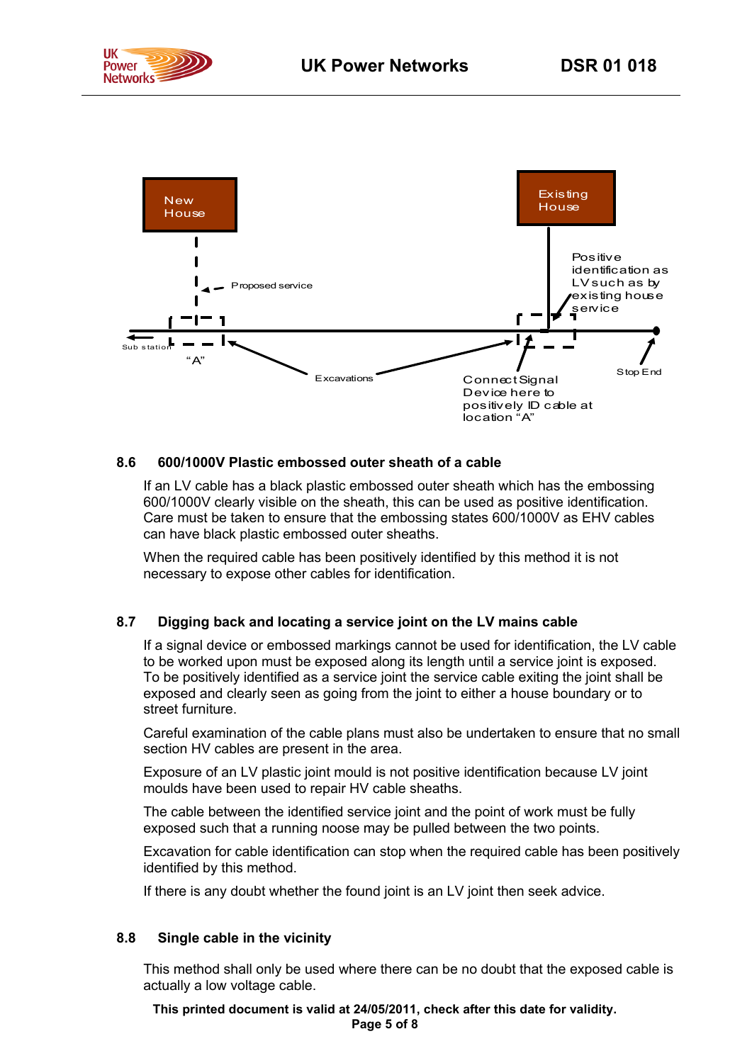New House

Existing House

Proposed service

Positive identification as LV such as by existing house service

Sub station

"A"

Excavations

Connect Signal Device here to positively ID cable at location "A"

Stop End

### 8.6 600/1000V Plastic embossed outer sheath of a cable

If an LV cable has a black plastic embossed outer sheath which has the embossing 600/1000V clearly visible on the sheath, this can be used as positive identification. Care must be taken to ensure that the embossing states 600/1000V as EHV cables can have black plastic embossed outer sheaths.

When the required cable has been positively identified by this method it is not necessary to expose other cables for identification.

### 8.7 Digging back and locating a service joint on the LV mains cable

If a signal device or embossed markings cannot be used for identification, the LV cable to be worked upon must be exposed along its length until a service joint is exposed. To be positively identified as a service joint the service cable exiting the joint shall be exposed and clearly seen as going from the joint to either a house boundary or to street furniture.

Careful examination of the cable plans must also be undertaken to ensure that no small section HV cables are present in the area.

Exposure of an LV plastic joint mould is not positive identification because LV joint moulds have been used to repair HV cable sheaths.

The cable between the identified service joint and the point of work must be fully exposed such that a running noose may be pulled between the two points.

Excavation for cable identification can stop when the required cable has been positively identified by this method.

If there is any doubt whether the found joint is an LV joint then seek advice.

### 8.8 Single cable in the vicinity

This method shall only be used where there can be no doubt that the exposed cable is actually a low voltage cable.

**This printed document is valid at 24/05/2011, check after this date for validity.**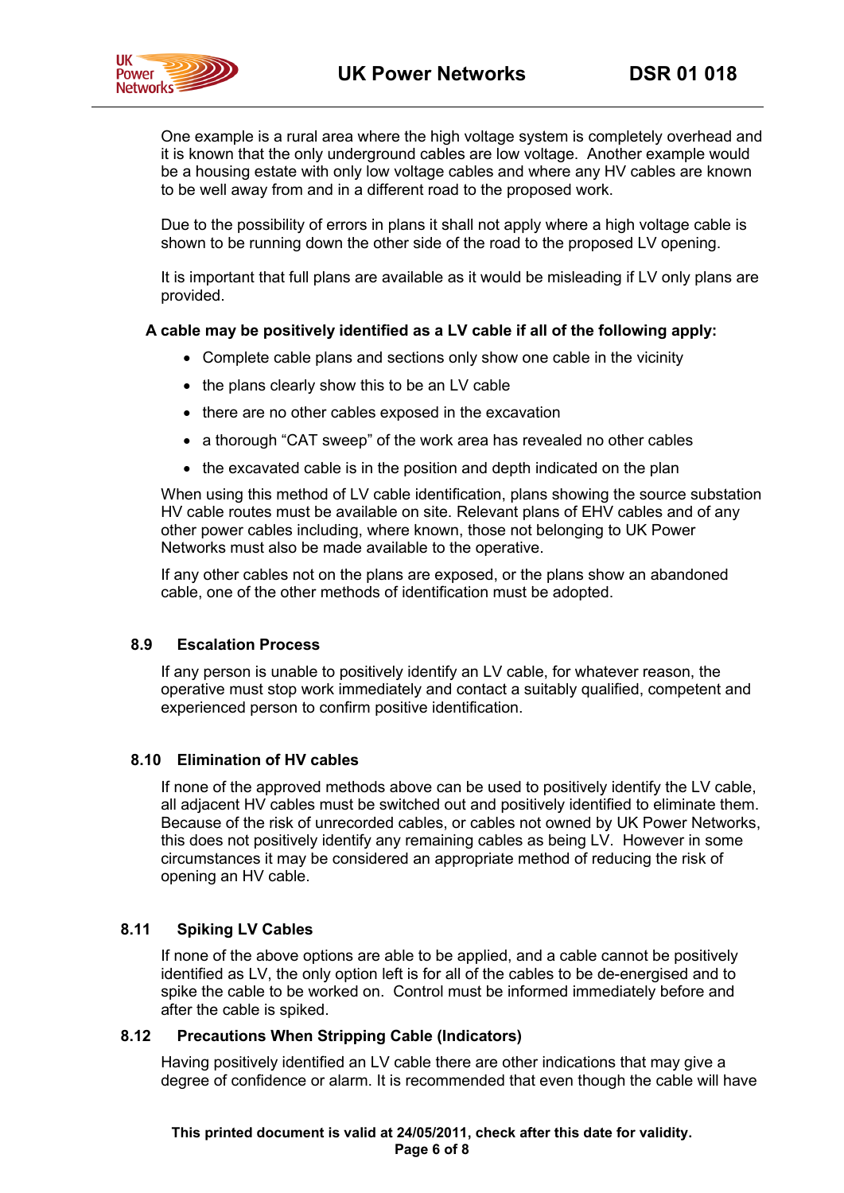One example is a rural area where the high voltage system is completely overhead and it is known that the only underground cables are low voltage. Another example would be a housing estate with only low voltage cables and where any HV cables are known to be well away from and in a different road to the proposed work.

Due to the possibility of errors in plans it shall not apply where a high voltage cable is shown to be running down the other side of the road to the proposed LV opening.

It is important that full plans are available as it would be misleading if LV only plans are provided.

**A cable may be positively identified as a LV cable if all of the following apply:**

- Complete cable plans and sections only show one cable in the vicinity
- the plans clearly show this to be an LV cable
- there are no other cables exposed in the excavation
- a thorough "CAT sweep" of the work area has revealed no other cables
- the excavated cable is in the position and depth indicated on the plan

When using this method of LV cable identification, plans showing the source substation HV cable routes must be available on site. Relevant plans of EHV cables and of any other power cables including, where known, those not belonging to UK Power Networks must also be made available to the operative.

If any other cables not on the plans are exposed, or the plans show an abandoned cable, one of the other methods of identification must be adopted.

## 8.9 Escalation Process

If any person is unable to positively identify an LV cable, for whatever reason, the operative must stop work immediately and contact a suitably qualified, competent and experienced person to confirm positive identification.

## 8.10 Elimination of HV cables

If none of the approved methods above can be used to positively identify the LV cable, all adjacent HV cables must be switched out and positively identified to eliminate them. Because of the risk of unrecorded cables, or cables not owned by UK Power Networks, this does not positively identify any remaining cables as being LV. However in some circumstances it may be considered an appropriate method of reducing the risk of opening an HV cable.

## 8.11 Spiking LV Cables

If none of the above options are able to be applied, and a cable cannot be positively identified as LV, the only option left is for all of the cables to be de-energised and to spike the cable to be worked on. Control must be informed immediately before and after the cable is spiked.

## 8.12 Precautions When Stripping Cable (Indicators)

Having positively identified an LV cable there are other indications that may give a degree of confidence or alarm. It is recommended that even though the cable will have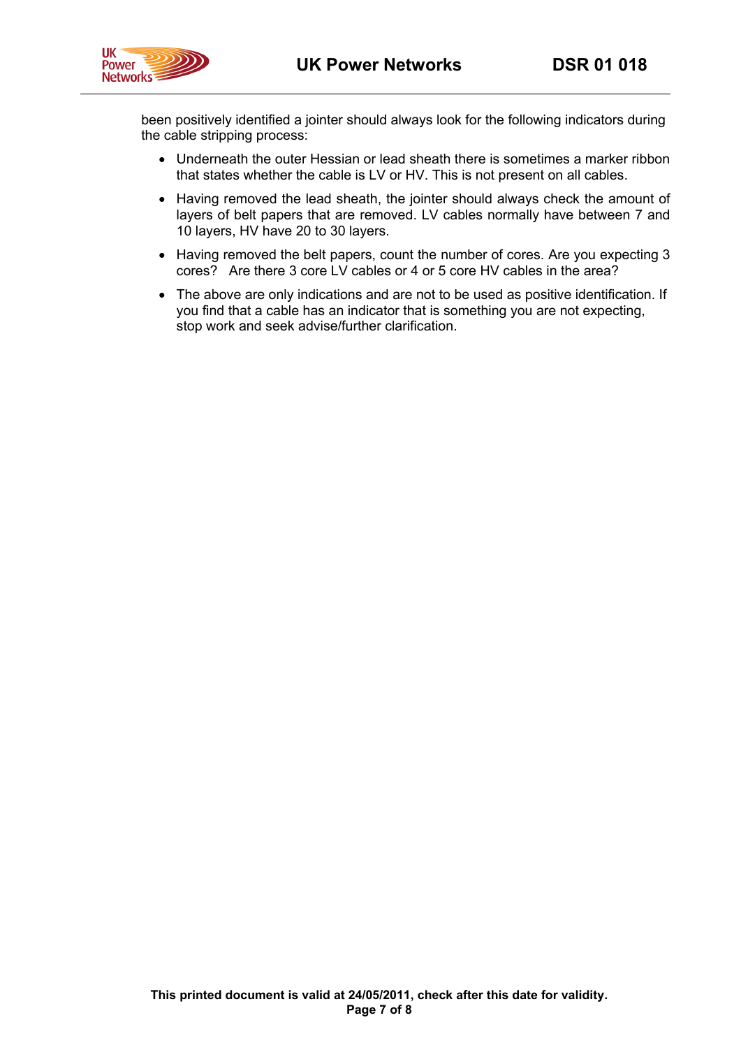been positively identified a jointer should always look for the following indicators during the cable stripping process:

- Underneath the outer Hessian or lead sheath there is sometimes a marker ribbon that states whether the cable is LV or HV. This is not present on all cables.
- Having removed the lead sheath, the jointer should always check the amount of layers of belt papers that are removed. LV cables normally have between 7 and 10 layers, HV have 20 to 30 layers.
- Having removed the belt papers, count the number of cores. Are you expecting 3 cores? Are there 3 core LV cables or 4 or 5 core HV cables in the area?
- The above are only indications and are not to be used as positive identification. If you find that a cable has an indicator that is something you are not expecting, stop work and seek advise/further clarification.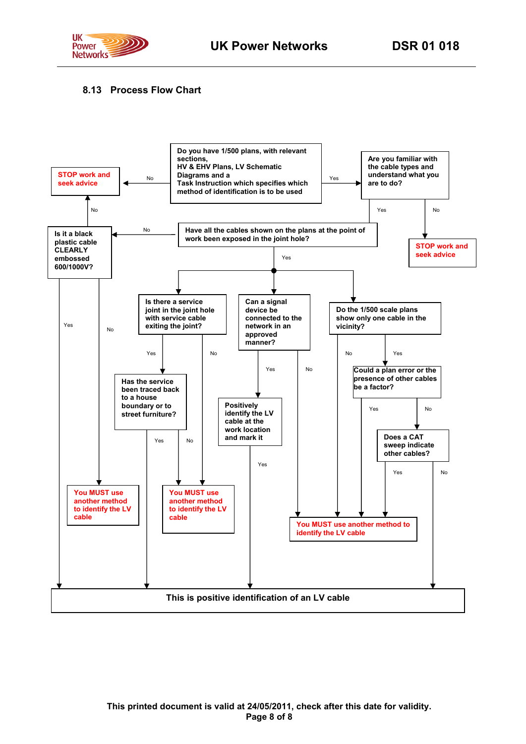## 8.13 Process Flow Chart

Do you have 1/500 plans, with relevant sections, HV & EHV Plans, LV Schematic Diagrams and a Task Instruction which specifies which method of identification is to be used

No

STOP work and seek advice

Yes

Are you familiar with the cable types and understand what you are to do?

Yes

No

STOP work and seek advice

Have all the cables shown on the plans at the point of work been exposed in the joint hole?

No

Is it a black plastic cable CLEARLY embossed 600/1000V?

No

Yes

No

You MUST use another method to identify the LV cable

Yes

Is there a service joint in the joint hole with service cable exiting the joint?

Yes

No

Has the service been traced back to a house boundary or to street furniture?

Yes

No

You MUST use another method to identify the LV cable

Can a signal device be connected to the network in an approved manner?

Yes

No

Positively identify the LV cable at the work location and mark it

Yes

Do the 1/500 scale plans show only one cable in the vicinity?

No

Yes

Could a plan error or the presence of other cables be a factor?

Yes

No

Does a CAT sweep indicate other cables?

Yes

No

You MUST use another method to identify the LV cable

This is positive identification of an LV cable

This printed document is valid at 24/05/2011, check after this date for validity.